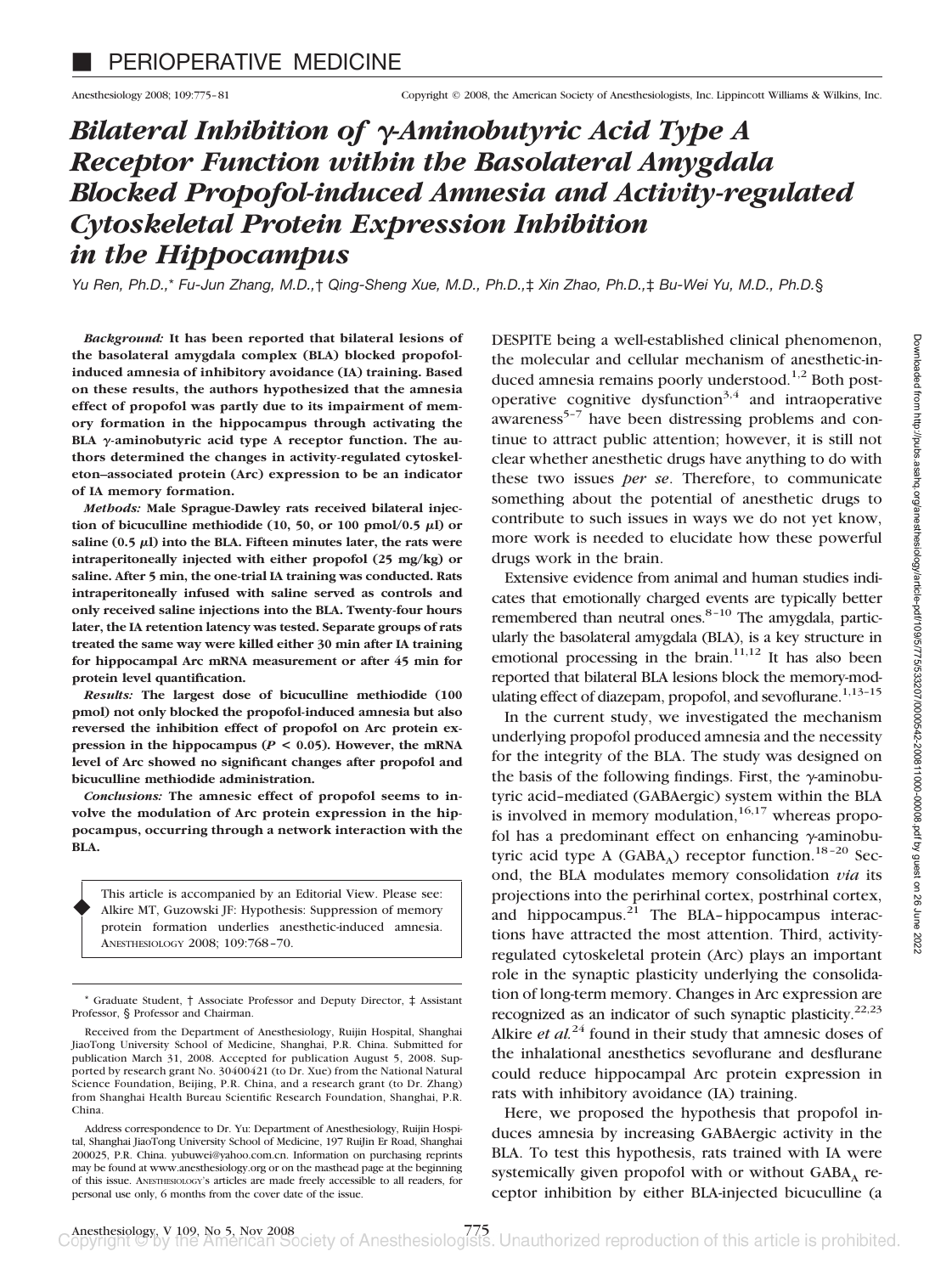# PERIOPERATIVE MEDICINE

# *Bilateral Inhibition of γ-Aminobutyric Acid Type A Receptor Function within the Basolateral Amygdala Blocked Propofol-induced Amnesia and Activity-regulated Cytoskeletal Protein Expression Inhibition in the Hippocampus*

*Yu Ren, Ph.D.,\* Fu-Jun Zhang, M.D.,† Qing-Sheng Xue, M.D., Ph.D.,‡ Xin Zhao, Ph.D.,‡ Bu-Wei Yu, M.D., Ph.D.§*

***Background:*** **It has been reported that bilateral lesions of the basolateral amygdala complex (BLA) blocked propofol-induced amnesia of inhibitory avoidance (IA) training. Based on these results, the authors hypothesized that the amnesia effect of propofol was partly due to its impairment of memory formation in the hippocampus through activating the BLA γ-aminobutyric acid type A receptor function. The authors determined the changes in activity-regulated cytoskeleton–associated protein (Arc) expression to be an indicator of IA memory formation.**

***Methods:*** **Male Sprague-Dawley rats received bilateral injection of bicuculline methiodide (10, 50, or 100 pmol/0.5 μl) or saline (0.5 μl) into the BLA. Fifteen minutes later, the rats were intraperitoneally injected with either propofol (25 mg/kg) or saline. After 5 min, the one-trial IA training was conducted. Rats intraperitoneally infused with saline served as controls and only received saline injections into the BLA. Twenty-four hours later, the IA retention latency was tested. Separate groups of rats treated the same way were killed either 30 min after IA training for hippocampal Arc mRNA measurement or after 45 min for protein level quantification.**

***Results:*** **The largest dose of bicuculline methiodide (100 pmol) not only blocked the propofol-induced amnesia but also reversed the inhibition effect of propofol on Arc protein expression in the hippocampus ($P < 0.05$). However, the mRNA level of Arc showed no significant changes after propofol and bicuculline methiodide administration.**

***Conclusions:*** **The amnesic effect of propofol seems to involve the modulation of Arc protein expression in the hippocampus, occurring through a network interaction with the BLA.**

This article is accompanied by an Editorial View. Please see: Alkire MT, Guzowski JF: Hypothesis: Suppression of memory protein formation underlies anesthetic-induced amnesia. ANESTHESIOLOGY 2008; 109:768–70.

\* Graduate Student, † Associate Professor and Deputy Director, ‡ Assistant Professor, § Professor and Chairman.

Received from the Department of Anesthesiology, Ruijin Hospital, Shanghai JiaoTong University School of Medicine, Shanghai, P.R. China. Submitted for publication March 31, 2008. Accepted for publication August 5, 2008. Supported by research grant No. 30400421 (to Dr. Xue) from the National Natural Science Foundation, Beijing, P.R. China, and a research grant (to Dr. Zhang) from Shanghai Health Bureau Scientific Research Foundation, Shanghai, P.R. China.

Address correspondence to Dr. Yu: Department of Anesthesiology, Ruijin Hospital, Shanghai JiaoTong University School of Medicine, 197 RuiJin Er Road, Shanghai 200025, P.R. China. yubuwei@yahoo.com.cn. Information on purchasing reprints may be found at www.anesthesiology.org or on the masthead page at the beginning of this issue. ANESTHESIOLOGY's articles are made freely accessible to all readers, for personal use only, 6 months from the cover date of the issue.

DESPITE being a well-established clinical phenomenon, the molecular and cellular mechanism of anesthetic-induced amnesia remains poorly understood.[1,2] Both postoperative cognitive dysfunction[3,4] and intraoperative awareness[5–7] have been distressing problems and continue to attract public attention; however, it is still not clear whether anesthetic drugs have anything to do with these two issues *per se*. Therefore, to communicate something about the potential of anesthetic drugs to contribute to such issues in ways we do not yet know, more work is needed to elucidate how these powerful drugs work in the brain.

Extensive evidence from animal and human studies indicates that emotionally charged events are typically better remembered than neutral ones.[8–10] The amygdala, particularly the basolateral amygdala (BLA), is a key structure in emotional processing in the brain.[11,12] It has also been reported that bilateral BLA lesions block the memory-modulating effect of diazepam, propofol, and sevoflurane.[1,13–15]

In the current study, we investigated the mechanism underlying propofol produced amnesia and the necessity for the integrity of the BLA. The study was designed on the basis of the following findings. First, the γ-aminobutyric acid–mediated (GABAergic) system within the BLA is involved in memory modulation,[16,17] whereas propofol has a predominant effect on enhancing γ-aminobutyric acid type A ($GABA_A$) receptor function.[18–20] Second, the BLA modulates memory consolidation *via* its projections into the perirhinal cortex, postrhinal cortex, and hippocampus.[21] The BLA–hippocampus interactions have attracted the most attention. Third, activity-regulated cytoskeletal protein (Arc) plays an important role in the synaptic plasticity underlying the consolidation of long-term memory. Changes in Arc expression are recognized as an indicator of such synaptic plasticity.[22,23] Alkire *et al.*[24] found in their study that amnesic doses of the inhalational anesthetics sevoflurane and desflurane could reduce hippocampal Arc protein expression in rats with inhibitory avoidance (IA) training.

Here, we proposed the hypothesis that propofol induces amnesia by increasing GABAergic activity in the BLA. To test this hypothesis, rats trained with IA were systemically given propofol with or without $GABA_A$ receptor inhibition by either BLA-injected bicuculline (a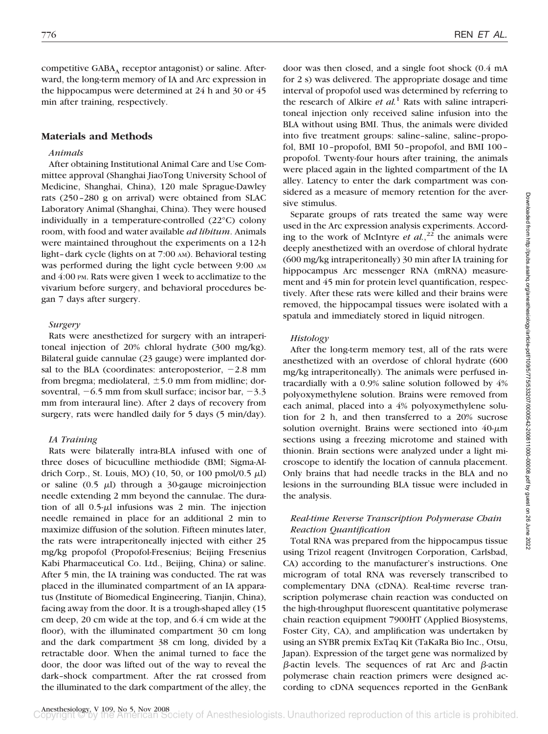competitive $GABA_A$ receptor antagonist) or saline. Afterward, the long-term memory of IA and Arc expression in the hippocampus were determined at 24 h and 30 or 45 min after training, respectively.

## Materials and Methods

### *Animals*

After obtaining Institutional Animal Care and Use Committee approval (Shanghai JiaoTong University School of Medicine, Shanghai, China), 120 male Sprague-Dawley rats (250–280 g on arrival) were obtained from SLAC Laboratory Animal (Shanghai, China). They were housed individually in a temperature-controlled (22°C) colony room, with food and water available *ad libitum*. Animals were maintained throughout the experiments on a 12-h light–dark cycle (lights on at 7:00 AM). Behavioral testing was performed during the light cycle between 9:00 AM and 4:00 PM. Rats were given 1 week to acclimatize to the vivarium before surgery, and behavioral procedures began 7 days after surgery.

### *Surgery*

Rats were anesthetized for surgery with an intraperitoneal injection of 20% chloral hydrate (300 mg/kg). Bilateral guide cannulae (23 gauge) were implanted dorsal to the BLA (coordinates: anteroposterior, −2.8 mm from bregma; mediolateral, ±5.0 mm from midline; dorsoventral, −6.5 mm from skull surface; incisor bar, −3.3 mm from interaural line). After 2 days of recovery from surgery, rats were handled daily for 5 days (5 min/day).

### *IA Training*

Rats were bilaterally intra-BLA infused with one of three doses of bicuculline methiodide (BMI; Sigma-Aldrich Corp., St. Louis, MO) (10, 50, or 100 pmol/0.5 μl) or saline (0.5 μl) through a 30-gauge microinjection needle extending 2 mm beyond the cannulae. The duration of all 0.5-μl infusions was 2 min. The injection needle remained in place for an additional 2 min to maximize diffusion of the solution. Fifteen minutes later, the rats were intraperitoneally injected with either 25 mg/kg propofol (Propofol-Fresenius; Beijing Fresenius Kabi Pharmaceutical Co. Ltd., Beijing, China) or saline. After 5 min, the IA training was conducted. The rat was placed in the illuminated compartment of an IA apparatus (Institute of Biomedical Engineering, Tianjin, China), facing away from the door. It is a trough-shaped alley (15 cm deep, 20 cm wide at the top, and 6.4 cm wide at the floor), with the illuminated compartment 30 cm long and the dark compartment 38 cm long, divided by a retractable door. When the animal turned to face the door, the door was lifted out of the way to reveal the dark–shock compartment. After the rat crossed from the illuminated to the dark compartment of the alley, the door was then closed, and a single foot shock (0.4 mA for 2 s) was delivered. The appropriate dosage and time interval of propofol used was determined by referring to the research of Alkire *et al.*[1] Rats with saline intraperitoneal injection only received saline infusion into the BLA without using BMI. Thus, the animals were divided into five treatment groups: saline–saline, saline–propofol, BMI 10–propofol, BMI 50–propofol, and BMI 100–propofol. Twenty-four hours after training, the animals were placed again in the lighted compartment of the IA alley. Latency to enter the dark compartment was considered as a measure of memory retention for the aversive stimulus.

Separate groups of rats treated the same way were used in the Arc expression analysis experiments. According to the work of McIntyre *et al.*,[22] the animals were deeply anesthetized with an overdose of chloral hydrate (600 mg/kg intraperitoneally) 30 min after IA training for hippocampus Arc messenger RNA (mRNA) measurement and 45 min for protein level quantification, respectively. After these rats were killed and their brains were removed, the hippocampal tissues were isolated with a spatula and immediately stored in liquid nitrogen.

### *Histology*

After the long-term memory test, all of the rats were anesthetized with an overdose of chloral hydrate (600 mg/kg intraperitoneally). The animals were perfused intracardially with a 0.9% saline solution followed by 4% polyoxymethylene solution. Brains were removed from each animal, placed into a 4% polyoxymethylene solution for 2 h, and then transferred to a 20% sucrose solution overnight. Brains were sectioned into 40-μm sections using a freezing microtome and stained with thionin. Brain sections were analyzed under a light microscope to identify the location of cannula placement. Only brains that had needle tracks in the BLA and no lesions in the surrounding BLA tissue were included in the analysis.

### *Real-time Reverse Transcription Polymerase Chain Reaction Quantification*

Total RNA was prepared from the hippocampus tissue using Trizol reagent (Invitrogen Corporation, Carlsbad, CA) according to the manufacturer's instructions. One microgram of total RNA was reversely transcribed to complementary DNA (cDNA). Real-time reverse transcription polymerase chain reaction was conducted on the high-throughput fluorescent quantitative polymerase chain reaction equipment 7900HT (Applied Biosystems, Foster City, CA), and amplification was undertaken by using an SYBR premix ExTaq Kit (TaKaRa Bio Inc., Otsu, Japan). Expression of the target gene was normalized by β-actin levels. The sequences of rat Arc and β-actin polymerase chain reaction primers were designed according to cDNA sequences reported in the GenBank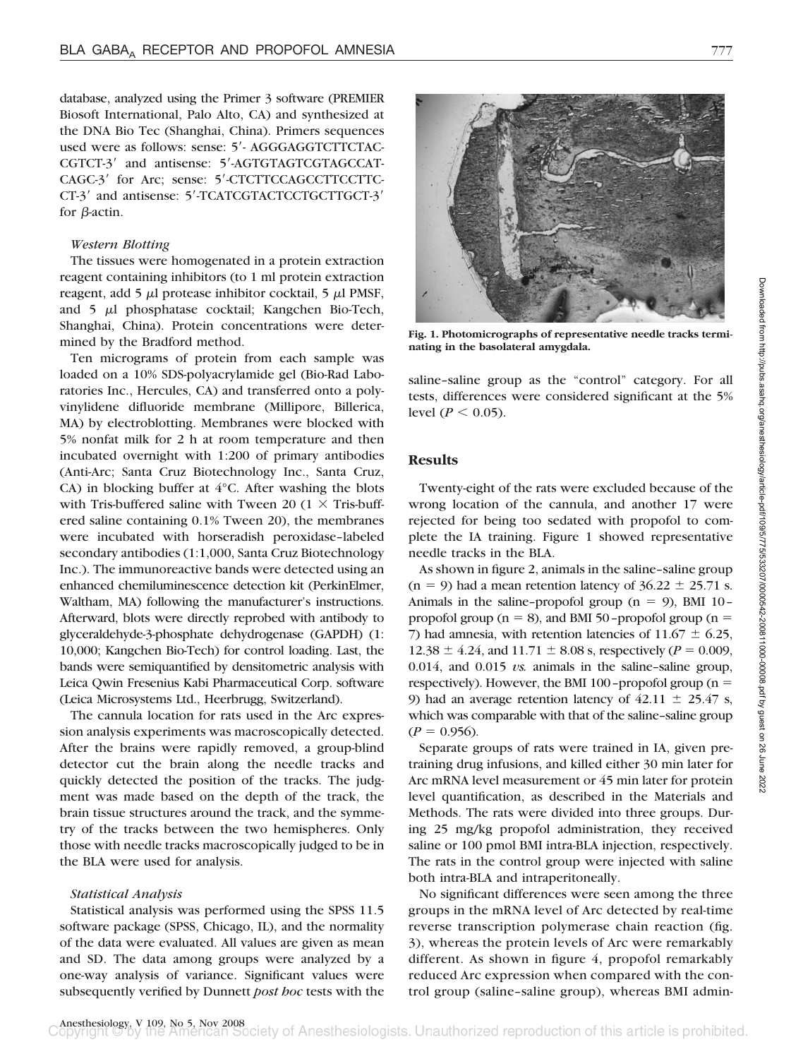database, analyzed using the Primer 3 software (PREMIER Biosoft International, Palo Alto, CA) and synthesized at the DNA Bio Tec (Shanghai, China). Primers sequences used were as follows: sense: 5′- AGGGAGGTCTTCTACCGTCT-3′ and antisense: 5′-AGTGTAGTCGTAGCCATCAGC-3′ for Arc; sense: 5′-CTCTTCCAGCCTTCCTTCCT-3′ and antisense: 5′-TCATCGTACTCCTGCTTGCT-3′ for β-actin.

### *Western Blotting*

The tissues were homogenated in a protein extraction reagent containing inhibitors (to 1 ml protein extraction reagent, add 5 μl protease inhibitor cocktail, 5 μl PMSF, and 5 μl phosphatase cocktail; Kangchen Bio-Tech, Shanghai, China). Protein concentrations were determined by the Bradford method.

Ten micrograms of protein from each sample was loaded on a 10% SDS-polyacrylamide gel (Bio-Rad Laboratories Inc., Hercules, CA) and transferred onto a polyvinylidene difluoride membrane (Millipore, Billerica, MA) by electroblotting. Membranes were blocked with 5% nonfat milk for 2 h at room temperature and then incubated overnight with 1:200 of primary antibodies (Anti-Arc; Santa Cruz Biotechnology Inc., Santa Cruz, CA) in blocking buffer at 4°C. After washing the blots with Tris-buffered saline with Tween 20 (1 × Tris-buffered saline containing 0.1% Tween 20), the membranes were incubated with horseradish peroxidase–labeled secondary antibodies (1:1,000, Santa Cruz Biotechnology Inc.). The immunoreactive bands were detected using an enhanced chemiluminescence detection kit (PerkinElmer, Waltham, MA) following the manufacturer's instructions. Afterward, blots were directly reprobed with antibody to glyceraldehyde-3-phosphate dehydrogenase (GAPDH) (1:10,000; Kangchen Bio-Tech) for control loading. Last, the bands were semiquantified by densitometric analysis with Leica Qwin Fresenius Kabi Pharmaceutical Corp. software (Leica Microsystems Ltd., Heerbrugg, Switzerland).

The cannula location for rats used in the Arc expression analysis experiments was macroscopically detected. After the brains were rapidly removed, a group-blind detector cut the brain along the needle tracks and quickly detected the position of the tracks. The judgment was made based on the depth of the track, the brain tissue structures around the track, and the symmetry of the tracks between the two hemispheres. Only those with needle tracks macroscopically judged to be in the BLA were used for analysis.

### *Statistical Analysis*

Statistical analysis was performed using the SPSS 11.5 software package (SPSS, Chicago, IL), and the normality of the data were evaluated. All values are given as mean and SD. The data among groups were analyzed by a one-way analysis of variance. Significant values were subsequently verified by Dunnett *post hoc* tests with the saline–saline group as the "control" category. For all tests, differences were considered significant at the 5% level ($P < 0.05$).

**Fig. 1. Photomicrographs of representative needle tracks terminating in the basolateral amygdala.**

## Results

Twenty-eight of the rats were excluded because of the wrong location of the cannula, and another 17 were rejected for being too sedated with propofol to complete the IA training. Figure 1 showed representative needle tracks in the BLA.

As shown in figure 2, animals in the saline–saline group ($n = 9$) had a mean retention latency of 36.22 ± 25.71 s. Animals in the saline–propofol group ($n = 9$), BMI 10–propofol group ($n = 8$), and BMI 50–propofol group ($n = 7$) had amnesia, with retention latencies of 11.67 ± 6.25, 12.38 ± 4.24, and 11.71 ± 8.08 s, respectively ($P = 0.009$, 0.014, and 0.015 *vs.* animals in the saline–saline group, respectively). However, the BMI 100–propofol group ($n = 9$) had an average retention latency of 42.11 ± 25.47 s, which was comparable with that of the saline–saline group ($P = 0.956$).

Separate groups of rats were trained in IA, given pretraining drug infusions, and killed either 30 min later for Arc mRNA level measurement or 45 min later for protein level quantification, as described in the Materials and Methods. The rats were divided into three groups. During 25 mg/kg propofol administration, they received saline or 100 pmol BMI intra-BLA injection, respectively. The rats in the control group were injected with saline both intra-BLA and intraperitoneally.

No significant differences were seen among the three groups in the mRNA level of Arc detected by real-time reverse transcription polymerase chain reaction (fig. 3), whereas the protein levels of Arc were remarkably different. As shown in figure 4, propofol remarkably reduced Arc expression when compared with the control group (saline–saline group), whereas BMI admin-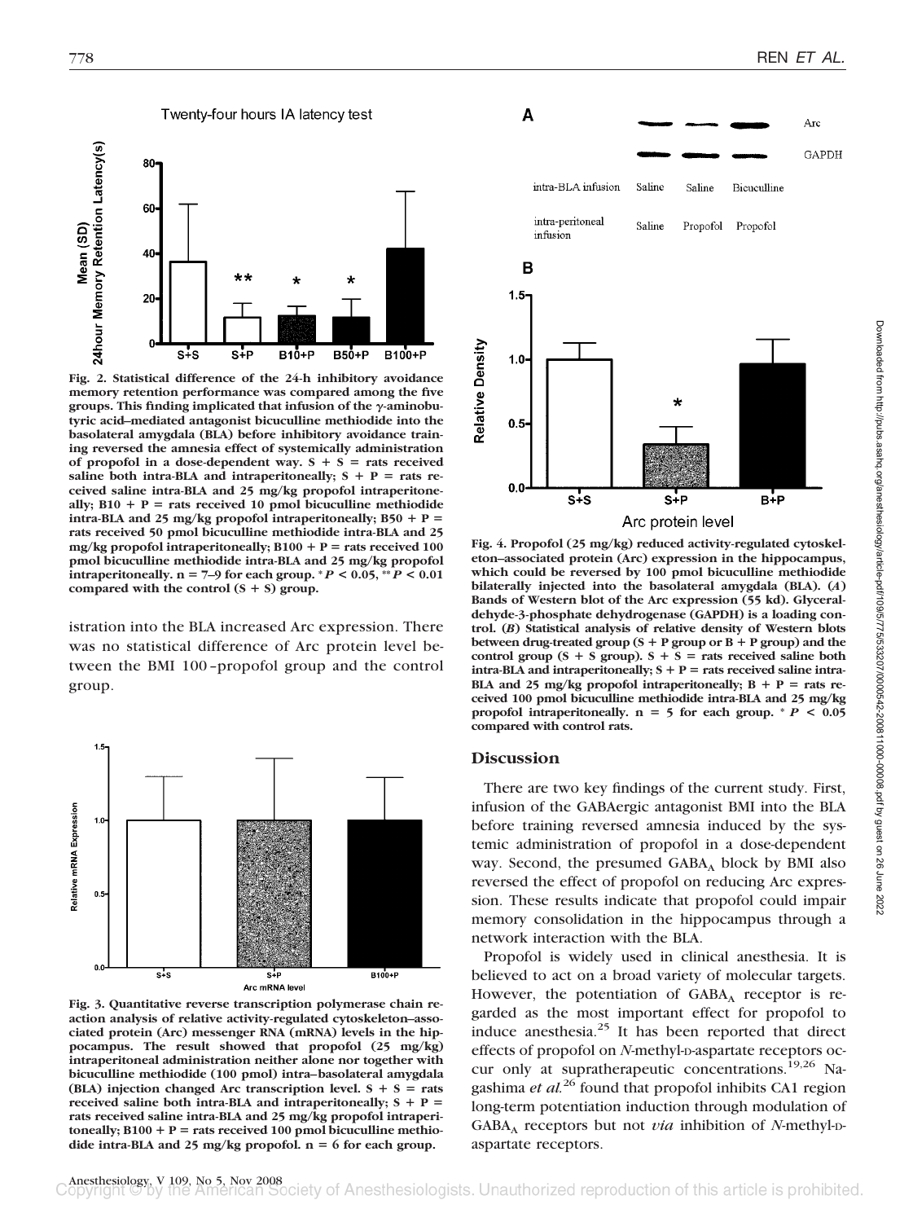Fig. 2. Statistical difference of the 24-h inhibitory avoidance memory retention performance was compared among the five groups. This finding implicated that infusion of the γ-aminobutyric acid–mediated antagonist bicuculline methiodide into the basolateral amygdala (BLA) before inhibitory avoidance training reversed the amnesia effect of systemically administration of propofol in a dose-dependent way. S + S = rats received saline both intra-BLA and intraperitoneally; S + P = rats received saline intra-BLA and 25 mg/kg propofol intraperitoneally; B10 + P = rats received 10 pmol bicuculline methiodide intra-BLA and 25 mg/kg propofol intraperitoneally; B50 + P = rats received 50 pmol bicuculline methiodide intra-BLA and 25 mg/kg propofol intraperitoneally; B100 + P = rats received 100 pmol bicuculline methiodide intra-BLA and 25 mg/kg propofol intraperitoneally. n = 7–9 for each group. * $P < 0.05$, ** $P < 0.01$ compared with the control (S + S) group.

istration into the BLA increased Arc expression. There was no statistical difference of Arc protein level between the BMI 100–propofol group and the control group.

Fig. 3. Quantitative reverse transcription polymerase chain reaction analysis of relative activity-regulated cytoskeleton–associated protein (Arc) messenger RNA (mRNA) levels in the hippocampus. The result showed that propofol (25 mg/kg) intraperitoneal administration neither alone nor together with bicuculline methiodide (100 pmol) intra–basolateral amygdala (BLA) injection changed Arc transcription level. S + S = rats received saline both intra-BLA and intraperitoneally; S + P = rats received saline intra-BLA and 25 mg/kg propofol intraperitoneally; B100 + P = rats received 100 pmol bicuculline methiodide intra-BLA and 25 mg/kg propofol. n = 6 for each group.

Fig. 4. Propofol (25 mg/kg) reduced activity-regulated cytoskeleton–associated protein (Arc) expression in the hippocampus, which could be reversed by 100 pmol bicuculline methiodide bilaterally injected into the basolateral amygdala (BLA). (*A*) Bands of Western blot of the Arc expression (55 kd). Glyceraldehyde-3-phosphate dehydrogenase (GAPDH) is a loading control. (*B*) Statistical analysis of relative density of Western blots between drug-treated group (S + P group or B + P group) and the control group (S + S group). S + S = rats received saline both intra-BLA and intraperitoneally; S + P = rats received saline intra-BLA and 25 mg/kg propofol intraperitoneally; B + P = rats received 100 pmol bicuculline methiodide intra-BLA and 25 mg/kg propofol intraperitoneally. n = 5 for each group. * $P < 0.05$ compared with control rats.

## Discussion

There are two key findings of the current study. First, infusion of the GABAergic antagonist BMI into the BLA before training reversed amnesia induced by the systemic administration of propofol in a dose-dependent way. Second, the presumed $GABA_A$ block by BMI also reversed the effect of propofol on reducing Arc expression. These results indicate that propofol could impair memory consolidation in the hippocampus through a network interaction with the BLA.

Propofol is widely used in clinical anesthesia. It is believed to act on a broad variety of molecular targets. However, the potentiation of $GABA_A$ receptor is regarded as the most important effect for propofol to induce anesthesia.[25] It has been reported that direct effects of propofol on *N*-methyl-D-aspartate receptors occur only at supratherapeutic concentrations.[19,26] Nagashima *et al.*[26] found that propofol inhibits CA1 region long-term potentiation induction through modulation of $GABA_A$ receptors but not *via* inhibition of *N*-methyl-D-aspartate receptors.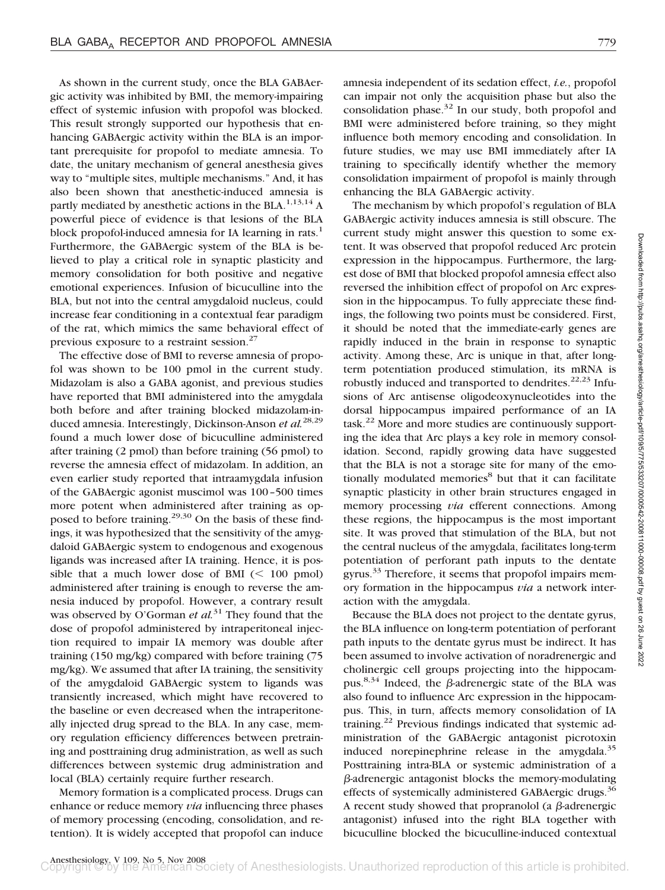As shown in the current study, once the BLA GABAergic activity was inhibited by BMI, the memory-impairing effect of systemic infusion with propofol was blocked. This result strongly supported our hypothesis that enhancing GABAergic activity within the BLA is an important prerequisite for propofol to mediate amnesia. To date, the unitary mechanism of general anesthesia gives way to "multiple sites, multiple mechanisms." And, it has also been shown that anesthetic-induced amnesia is partly mediated by anesthetic actions in the BLA.[1,13,14] A powerful piece of evidence is that lesions of the BLA block propofol-induced amnesia for IA learning in rats.[1] Furthermore, the GABAergic system of the BLA is believed to play a critical role in synaptic plasticity and memory consolidation for both positive and negative emotional experiences. Infusion of bicuculline into the BLA, but not into the central amygdaloid nucleus, could increase fear conditioning in a contextual fear paradigm of the rat, which mimics the same behavioral effect of previous exposure to a restraint session.[27]

The effective dose of BMI to reverse amnesia of propofol was shown to be 100 pmol in the current study. Midazolam is also a GABA agonist, and previous studies have reported that BMI administered into the amygdala both before and after training blocked midazolam-induced amnesia. Interestingly, Dickinson-Anson *et al.*[28,29] found a much lower dose of bicuculline administered after training (2 pmol) than before training (56 pmol) to reverse the amnesia effect of midazolam. In addition, an even earlier study reported that intraamygdala infusion of the GABAergic agonist muscimol was 100–500 times more potent when administered after training as opposed to before training.[29,30] On the basis of these findings, it was hypothesized that the sensitivity of the amygdaloid GABAergic system to endogenous and exogenous ligands was increased after IA training. Hence, it is possible that a much lower dose of BMI (< 100 pmol) administered after training is enough to reverse the amnesia induced by propofol. However, a contrary result was observed by O'Gorman *et al.*[31] They found that the dose of propofol administered by intraperitoneal injection required to impair IA memory was double after training (150 mg/kg) compared with before training (75 mg/kg). We assumed that after IA training, the sensitivity of the amygdaloid GABAergic system to ligands was transiently increased, which might have recovered to the baseline or even decreased when the intraperitoneally injected drug spread to the BLA. In any case, memory regulation efficiency differences between pretraining and posttraining drug administration, as well as such differences between systemic drug administration and local (BLA) certainly require further research.

Memory formation is a complicated process. Drugs can enhance or reduce memory *via* influencing three phases of memory processing (encoding, consolidation, and retention). It is widely accepted that propofol can induce amnesia independent of its sedation effect, *i.e.*, propofol can impair not only the acquisition phase but also the consolidation phase.[32] In our study, both propofol and BMI were administered before training, so they might influence both memory encoding and consolidation. In future studies, we may use BMI immediately after IA training to specifically identify whether the memory consolidation impairment of propofol is mainly through enhancing the BLA GABAergic activity.

The mechanism by which propofol's regulation of BLA GABAergic activity induces amnesia is still obscure. The current study might answer this question to some extent. It was observed that propofol reduced Arc protein expression in the hippocampus. Furthermore, the largest dose of BMI that blocked propofol amnesia effect also reversed the inhibition effect of propofol on Arc expression in the hippocampus. To fully appreciate these findings, the following two points must be considered. First, it should be noted that the immediate-early genes are rapidly induced in the brain in response to synaptic activity. Among these, Arc is unique in that, after long-term potentiation produced stimulation, its mRNA is robustly induced and transported to dendrites.[22,23] Infusions of Arc antisense oligodeoxynucleotides into the dorsal hippocampus impaired performance of an IA task.[22] More and more studies are continuously supporting the idea that Arc plays a key role in memory consolidation. Second, rapidly growing data have suggested that the BLA is not a storage site for many of the emotionally modulated memories[8] but that it can facilitate synaptic plasticity in other brain structures engaged in memory processing *via* efferent connections. Among these regions, the hippocampus is the most important site. It was proved that stimulation of the BLA, but not the central nucleus of the amygdala, facilitates long-term potentiation of perforant path inputs to the dentate gyrus.[33] Therefore, it seems that propofol impairs memory formation in the hippocampus *via* a network interaction with the amygdala.

Because the BLA does not project to the dentate gyrus, the BLA influence on long-term potentiation of perforant path inputs to the dentate gyrus must be indirect. It has been assumed to involve activation of noradrenergic and cholinergic cell groups projecting into the hippocampus.[8,34] Indeed, the $\beta$-adrenergic state of the BLA was also found to influence Arc expression in the hippocampus. This, in turn, affects memory consolidation of IA training.[22] Previous findings indicated that systemic administration of the GABAergic antagonist picrotoxin induced norepinephrine release in the amygdala.[35] Posttraining intra-BLA or systemic administration of a $\beta$-adrenergic antagonist blocks the memory-modulating effects of systemically administered GABAergic drugs.[36] A recent study showed that propranolol (a $\beta$-adrenergic antagonist) infused into the right BLA together with bicuculline blocked the bicuculline-induced contextual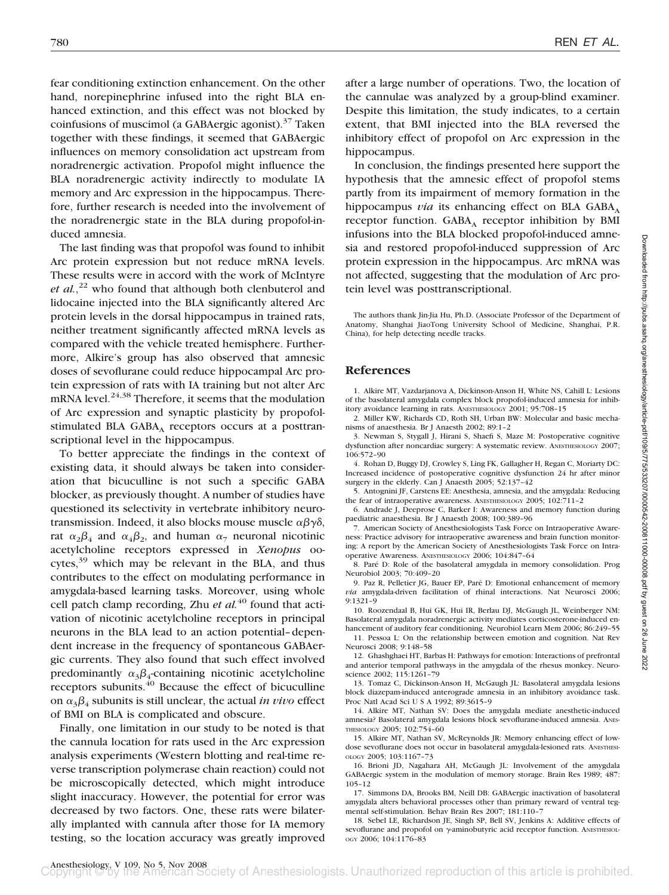fear conditioning extinction enhancement. On the other hand, norepinephrine infused into the right BLA enhanced extinction, and this effect was not blocked by coinfusions of muscimol (a GABAergic agonist).[37] Taken together with these findings, it seemed that GABAergic influences on memory consolidation act upstream from noradrenergic activation. Propofol might influence the BLA noradrenergic activity indirectly to modulate IA memory and Arc expression in the hippocampus. Therefore, further research is needed into the involvement of the noradrenergic state in the BLA during propofol-induced amnesia.

The last finding was that propofol was found to inhibit Arc protein expression but not reduce mRNA levels. These results were in accord with the work of McIntyre *et al.*,[22] who found that although both clenbuterol and lidocaine injected into the BLA significantly altered Arc protein levels in the dorsal hippocampus in trained rats, neither treatment significantly affected mRNA levels as compared with the vehicle treated hemisphere. Furthermore, Alkire's group has also observed that amnesic doses of sevoflurane could reduce hippocampal Arc protein expression of rats with IA training but not alter Arc mRNA level.[24,38] Therefore, it seems that the modulation of Arc expression and synaptic plasticity by propofol-stimulated BLA $GABA_A$ receptors occurs at a posttranscriptional level in the hippocampus.

To better appreciate the findings in the context of existing data, it should always be taken into consideration that bicuculline is not such a specific GABA blocker, as previously thought. A number of studies have questioned its selectivity in vertebrate inhibitory neurotransmission. Indeed, it also blocks mouse muscle $\alpha\beta\gamma\delta$, rat $\alpha_2\beta_4$ and $\alpha_4\beta_2$, and human $\alpha_7$ neuronal nicotinic acetylcholine receptors expressed in *Xenopus* oocytes,[39] which may be relevant in the BLA, and thus contributes to the effect on modulating performance in amygdala-based learning tasks. Moreover, using whole cell patch clamp recording, Zhu *et al.*[40] found that activation of nicotinic acetylcholine receptors in principal neurons in the BLA lead to an action potential–dependent increase in the frequency of spontaneous GABAergic currents. They also found that such effect involved predominantly $\alpha_3\beta_4$-containing nicotinic acetylcholine receptors subunits.[40] Because the effect of bicuculline on $\alpha_3\beta_4$ subunits is still unclear, the actual *in vivo* effect of BMI on BLA is complicated and obscure.

Finally, one limitation in our study to be noted is that the cannula location for rats used in the Arc expression analysis experiments (Western blotting and real-time reverse transcription polymerase chain reaction) could not be microscopically detected, which might introduce slight inaccuracy. However, the potential for error was decreased by two factors. One, these rats were bilaterally implanted with cannula after those for IA memory testing, so the location accuracy was greatly improved after a large number of operations. Two, the location of the cannulae was analyzed by a group-blind examiner. Despite this limitation, the study indicates, to a certain extent, that BMI injected into the BLA reversed the inhibitory effect of propofol on Arc expression in the hippocampus.

In conclusion, the findings presented here support the hypothesis that the amnesic effect of propofol stems partly from its impairment of memory formation in the hippocampus *via* its enhancing effect on BLA $GABA_A$ receptor function. $GABA_A$ receptor inhibition by BMI infusions into the BLA blocked propofol-induced amnesia and restored propofol-induced suppression of Arc protein expression in the hippocampus. Arc mRNA was not affected, suggesting that the modulation of Arc protein level was posttranscriptional.

The authors thank Jin-Jia Hu, Ph.D. (Associate Professor of the Department of Anatomy, Shanghai JiaoTong University School of Medicine, Shanghai, P.R. China), for help detecting needle tracks.

## References

1. Alkire MT, Vazdarjanova A, Dickinson-Anson H, White NS, Cahill L: Lesions of the basolateral amygdala complex block propofol-induced amnesia for inhibitory avoidance learning in rats. ANESTHESIOLOGY 2001; 95:708–15
2. Miller KW, Richards CD, Roth SH, Urban BW: Molecular and basic mechanisms of anaesthesia. Br J Anaesth 2002; 89:1–2
3. Newman S, Stygall J, Hirani S, Shaefi S, Maze M: Postoperative cognitive dysfunction after noncardiac surgery: A systematic review. ANESTHESIOLOGY 2007; 106:572–90
4. Rohan D, Buggy DJ, Crowley S, Ling FK, Gallagher H, Regan C, Moriarty DC: Increased incidence of postoperative cognitive dysfunction 24 hr after minor surgery in the elderly. Can J Anaesth 2005; 52:137–42
5. Antognini JF, Carstens EE: Anesthesia, amnesia, and the amygdala: Reducing the fear of intraoperative awareness. ANESTHESIOLOGY 2005; 102:711–2
6. Andrade J, Deeprose C, Barker I: Awareness and memory function during paediatric anaesthesia. Br J Anaesth 2008; 100:389–96
7. American Society of Anesthesiologists Task Force on Intraoperative Awareness: Practice advisory for intraoperative awareness and brain function monitoring: A report by the American Society of Anesthesiologists Task Force on Intraoperative Awareness. ANESTHESIOLOGY 2006; 104:847–64
8. Paré D: Role of the basolateral amygdala in memory consolidation. Prog Neurobiol 2003; 70:409–20
9. Paz R, Pelletier JG, Bauer EP, Paré D: Emotional enhancement of memory *via* amygdala-driven facilitation of rhinal interactions. Nat Neurosci 2006; 9:1321–9
10. Roozendaal B, Hui GK, Hui IR, Berlau DJ, McGaugh JL, Weinberger NM: Basolateral amygdala noradrenergic activity mediates corticosterone-induced enhancement of auditory fear conditioning. Neurobiol Learn Mem 2006; 86:249–55
11. Pessoa L: On the relationship between emotion and cognition. Nat Rev Neurosci 2008; 9:148–58
12. Ghashghaei HT, Barbas H: Pathways for emotion: Interactions of prefrontal and anterior temporal pathways in the amygdala of the rhesus monkey. Neuroscience 2002; 115:1261–79
13. Tomaz C, Dickinson-Anson H, McGaugh JL: Basolateral amygdala lesions block diazepam-induced anterograde amnesia in an inhibitory avoidance task. Proc Natl Acad Sci U S A 1992; 89:3615–9
14. Alkire MT, Nathan SV: Does the amygdala mediate anesthetic-induced amnesia? Basolateral amygdala lesions block sevoflurane-induced amnesia. ANESTHESIOLOGY 2005; 102:754–60
15. Alkire MT, Nathan SV, McReynolds JR: Memory enhancing effect of low-dose sevoflurane does not occur in basolateral amygdala-lesioned rats. ANESTHESIOLOGY 2005; 103:1167–73
16. Brioni JD, Nagahara AH, McGaugh JL: Involvement of the amygdala GABAergic system in the modulation of memory storage. Brain Res 1989; 487:105–12
17. Simmons DA, Brooks BM, Neill DB: GABAergic inactivation of basolateral amygdala alters behavioral processes other than primary reward of ventral tegmental self-stimulation. Behav Brain Res 2007; 181:110–7
18. Sebel LE, Richardson JE, Singh SP, Bell SV, Jenkins A: Additive effects of sevoflurane and propofol on $\gamma$-aminobutyric acid receptor function. ANESTHESIOLOGY 2006; 104:1176–83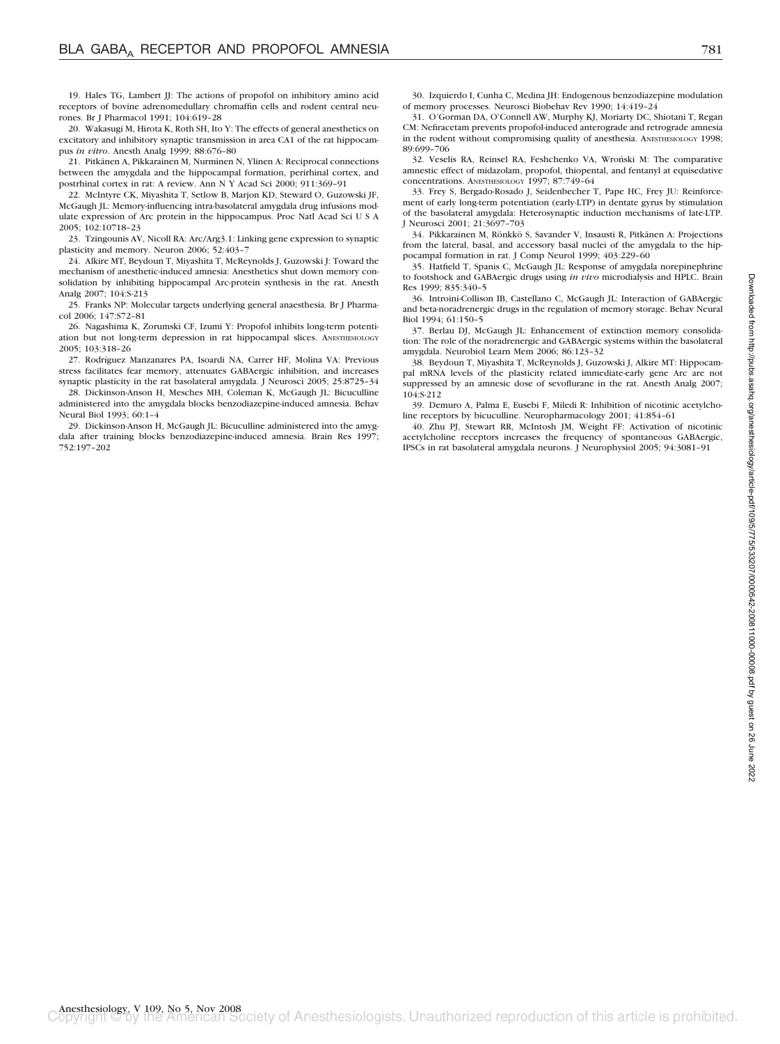19. Hales TG, Lambert JJ: The actions of propofol on inhibitory amino acid receptors of bovine adrenomedullary chromaffin cells and rodent central neurones. Br J Pharmacol 1991; 104:619–28

20. Wakasugi M, Hirota K, Roth SH, Ito Y: The effects of general anesthetics on excitatory and inhibitory synaptic transmission in area CA1 of the rat hippocampus *in vitro*. Anesth Analg 1999; 88:676–80

21. Pitkänen A, Pikkarainen M, Nurminen N, Ylinen A: Reciprocal connections between the amygdala and the hippocampal formation, perirhinal cortex, and postrhinal cortex in rat: A review. Ann N Y Acad Sci 2000; 911:369–91

22. McIntyre CK, Miyashita T, Setlow B, Marjon KD, Steward O, Guzowski JF, McGaugh JL: Memory-influencing intra-basolateral amygdala drug infusions modulate expression of Arc protein in the hippocampus. Proc Natl Acad Sci U S A 2005; 102:10718–23

23. Tzingounis AV, Nicoll RA: Arc/Arg3.1: Linking gene expression to synaptic plasticity and memory. Neuron 2006; 52:403–7

24. Alkire MT, Beydoun T, Miyashita T, McReynolds J, Guzowski J: Toward the mechanism of anesthetic-induced amnesia: Anesthetics shut down memory consolidation by inhibiting hippocampal Arc-protein synthesis in the rat. Anesth Analg 2007; 104:S-213

25. Franks NP: Molecular targets underlying general anaesthesia. Br J Pharmacol 2006; 147:S72–81

26. Nagashima K, Zorumski CF, Izumi Y: Propofol inhibits long-term potentiation but not long-term depression in rat hippocampal slices. ANESTHESIOLOGY 2005; 103:318–26

27. Rodríguez Manzanares PA, Isoardi NA, Carrer HF, Molina VA: Previous stress facilitates fear memory, attenuates GABAergic inhibition, and increases synaptic plasticity in the rat basolateral amygdala. J Neurosci 2005; 25:8725–34

28. Dickinson-Anson H, Mesches MH, Coleman K, McGaugh JL: Bicuculline administered into the amygdala blocks benzodiazepine-induced amnesia. Behav Neural Biol 1993; 60:1–4

29. Dickinson-Anson H, McGaugh JL: Bicuculline administered into the amygdala after training blocks benzodiazepine-induced amnesia. Brain Res 1997; 752:197–202

30. Izquierdo I, Cunha C, Medina JH: Endogenous benzodiazepine modulation of memory processes. Neurosci Biobehav Rev 1990; 14:419–24

31. O'Gorman DA, O'Connell AW, Murphy KJ, Moriarty DC, Shiotani T, Regan CM: Nefiracetam prevents propofol-induced anterograde and retrograde amnesia in the rodent without compromising quality of anesthesia. ANESTHESIOLOGY 1998; 89:699–706

32. Veselis RA, Reinsel RA, Feshchenko VA, Wroński M: The comparative amnestic effect of midazolam, propofol, thiopental, and fentanyl at equisedative concentrations. ANESTHESIOLOGY 1997; 87:749–64

33. Frey S, Bergado-Rosado J, Seidenbecher T, Pape HC, Frey JU: Reinforcement of early long-term potentiation (early-LTP) in dentate gyrus by stimulation of the basolateral amygdala: Heterosynaptic induction mechanisms of late-LTP. J Neurosci 2001; 21:3697–703

34. Pikkarainen M, Rönkkö S, Savander V, Insausti R, Pitkänen A: Projections from the lateral, basal, and accessory basal nuclei of the amygdala to the hippocampal formation in rat. J Comp Neurol 1999; 403:229–60

35. Hatfield T, Spanis C, McGaugh JL: Response of amygdala norepinephrine to footshock and GABAergic drugs using *in vivo* microdialysis and HPLC. Brain Res 1999; 835:340–5

36. Introini-Collison IB, Castellano C, McGaugh JL: Interaction of GABAergic and beta-noradrenergic drugs in the regulation of memory storage. Behav Neural Biol 1994; 61:150–5

37. Berlau DJ, McGaugh JL: Enhancement of extinction memory consolidation: The role of the noradrenergic and GABAergic systems within the basolateral amygdala. Neurobiol Learn Mem 2006; 86:123–32

38. Beydoun T, Miyashita T, McReynolds J, Guzowski J, Alkire MT: Hippocampal mRNA levels of the plasticity related immediate-early gene Arc are not suppressed by an amnesic dose of sevoflurane in the rat. Anesth Analg 2007; 104:S-212

39. Demuro A, Palma E, Eusebi F, Miledi R: Inhibition of nicotinic acetylcholine receptors by bicuculline. Neuropharmacology 2001; 41:854–61

40. Zhu PJ, Stewart RR, McIntosh JM, Weight FF: Activation of nicotinic acetylcholine receptors increases the frequency of spontaneous GABAergic, IPSCs in rat basolateral amygdala neurons. J Neurophysiol 2005; 94:3081–91